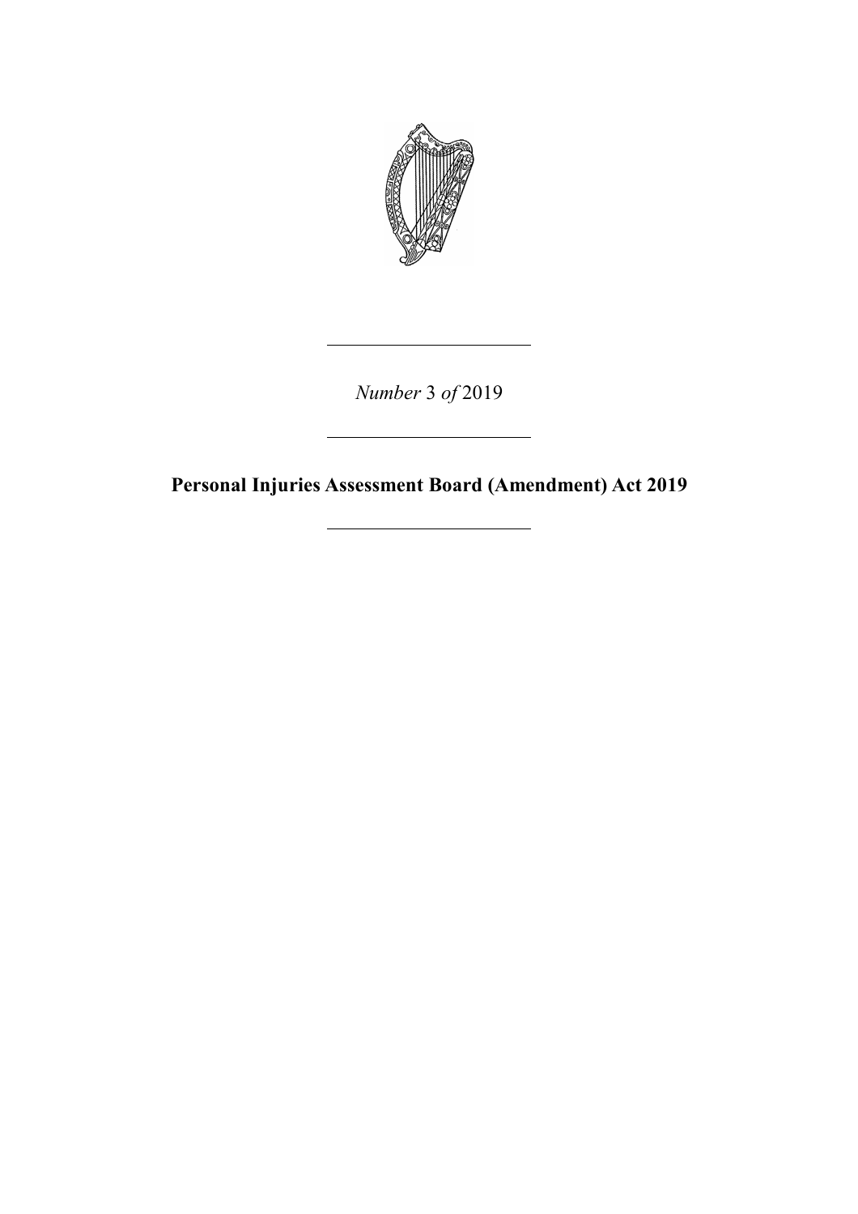*Number* 3 *of* 2019

---

**Personal Injuries Assessment Board (Amendment) Act 2019**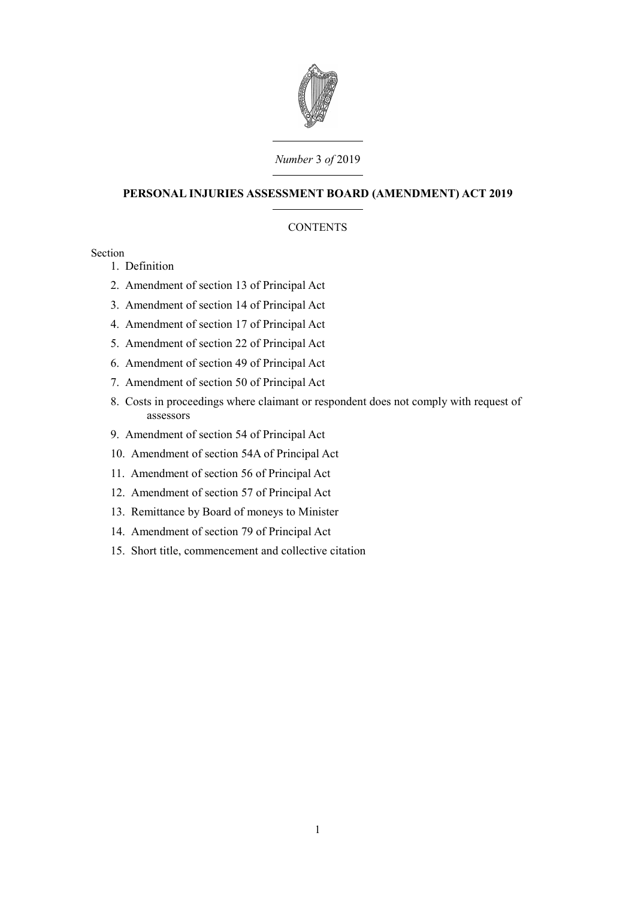*Number* 3 *of* 2019

# PERSONAL INJURIES ASSESSMENT BOARD (AMENDMENT) ACT 2019

CONTENTS

Section

1. Definition
2. Amendment of section 13 of Principal Act
3. Amendment of section 14 of Principal Act
4. Amendment of section 17 of Principal Act
5. Amendment of section 22 of Principal Act
6. Amendment of section 49 of Principal Act
7. Amendment of section 50 of Principal Act
8. Costs in proceedings where claimant or respondent does not comply with request of assessors
9. Amendment of section 54 of Principal Act
10. Amendment of section 54A of Principal Act
11. Amendment of section 56 of Principal Act
12. Amendment of section 57 of Principal Act
13. Remittance by Board of moneys to Minister
14. Amendment of section 79 of Principal Act
15. Short title, commencement and collective citation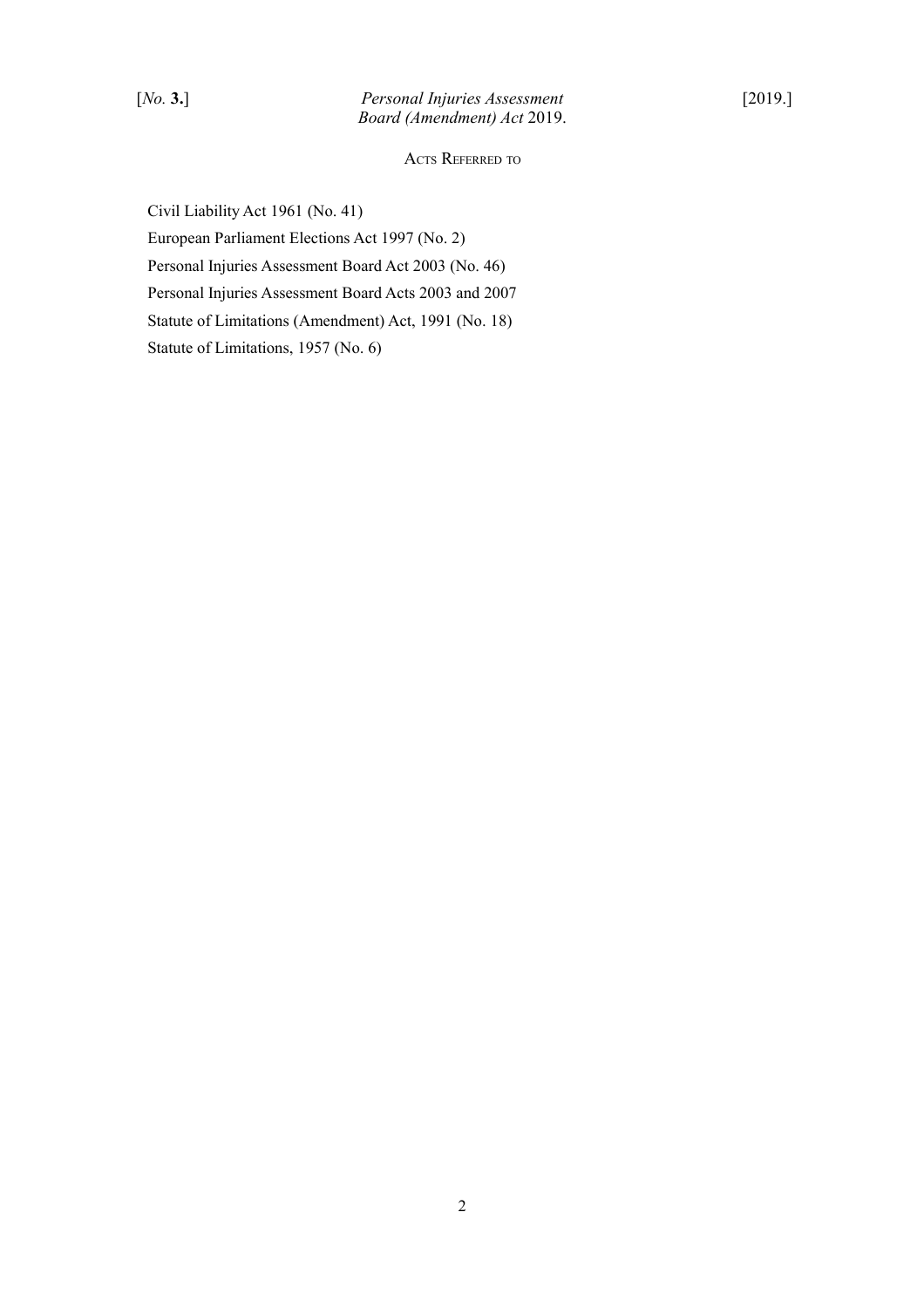## Acts Referred to

Civil Liability Act 1961 (No. 41)

European Parliament Elections Act 1997 (No. 2)

Personal Injuries Assessment Board Act 2003 (No. 46)

Personal Injuries Assessment Board Acts 2003 and 2007

Statute of Limitations (Amendment) Act, 1991 (No. 18)

Statute of Limitations, 1957 (No. 6)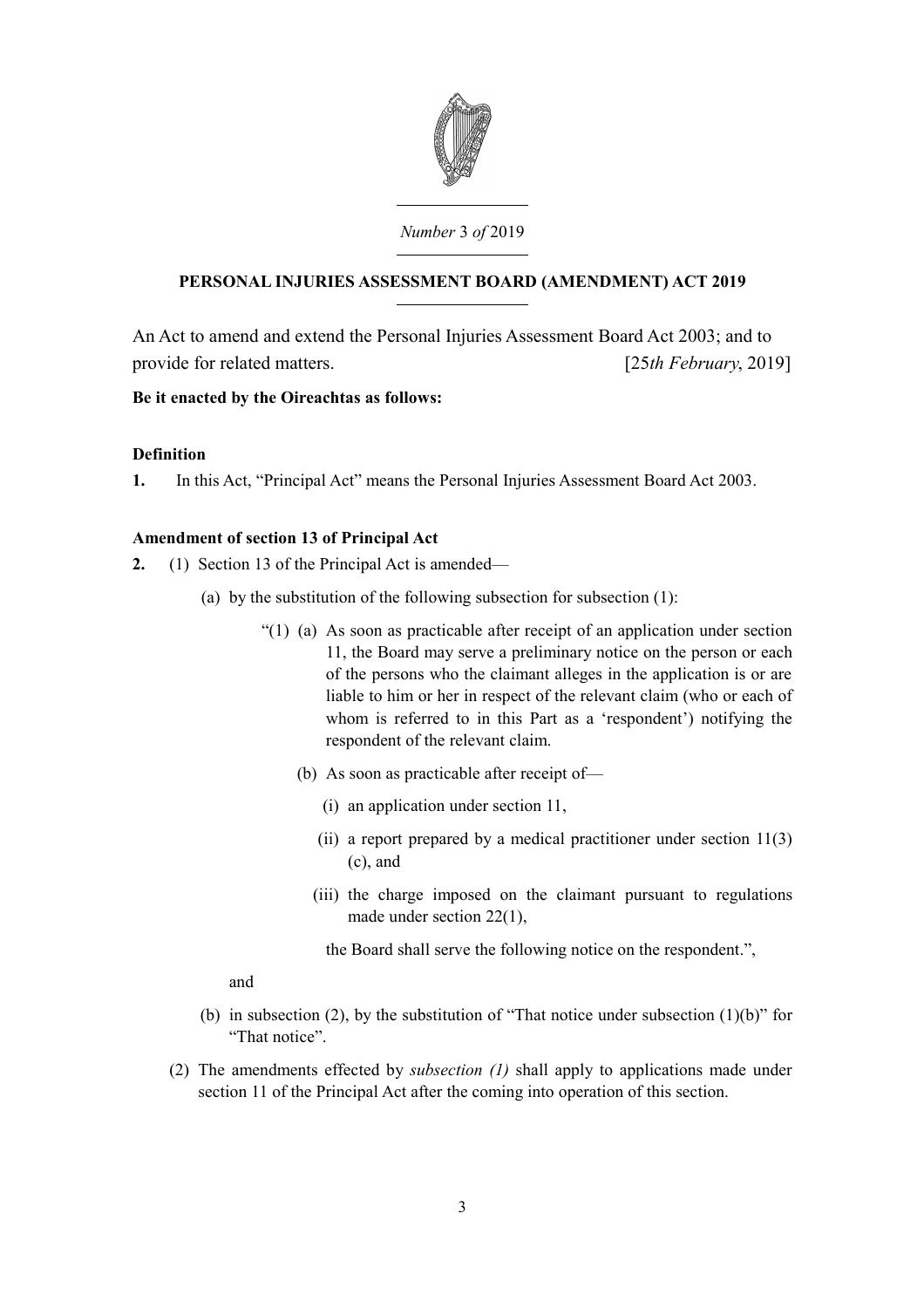*Number* 3 *of* 2019

## PERSONAL INJURIES ASSESSMENT BOARD (AMENDMENT) ACT 2019

An Act to amend and extend the Personal Injuries Assessment Board Act 2003; and to provide for related matters. [25*th February*, 2019]

**Be it enacted by the Oireachtas as follows:**

### Definition

**1.** In this Act, "Principal Act" means the Personal Injuries Assessment Board Act 2003.

### Amendment of section 13 of Principal Act

**2.** (1) Section 13 of the Principal Act is amended—

(a) by the substitution of the following subsection for subsection (1):

"(1) (a) As soon as practicable after receipt of an application under section 11, the Board may serve a preliminary notice on the person or each of the persons who the claimant alleges in the application is or are liable to him or her in respect of the relevant claim (who or each of whom is referred to in this Part as a 'respondent') notifying the respondent of the relevant claim.

(b) As soon as practicable after receipt of—

(i) an application under section 11,

(ii) a report prepared by a medical practitioner under section 11(3)(c), and

(iii) the charge imposed on the claimant pursuant to regulations made under section 22(1),

the Board shall serve the following notice on the respondent.",

and

(b) in subsection (2), by the substitution of "That notice under subsection (1)(b)" for "That notice".

(2) The amendments effected by *subsection (1)* shall apply to applications made under section 11 of the Principal Act after the coming into operation of this section.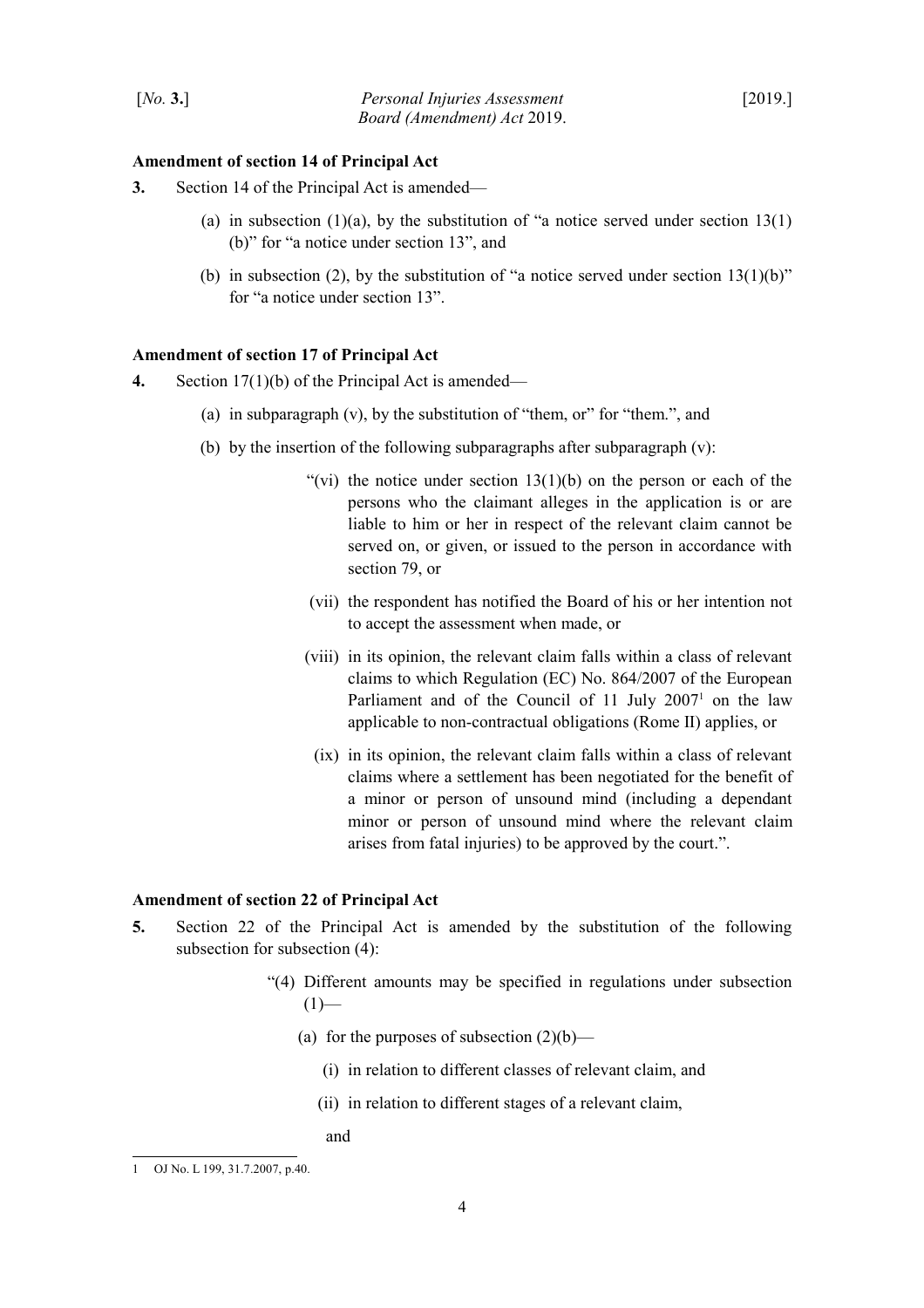**Amendment of section 14 of Principal Act**

**3.** Section 14 of the Principal Act is amended—

(a) in subsection (1)(a), by the substitution of "a notice served under section 13(1)(b)" for "a notice under section 13", and

(b) in subsection (2), by the substitution of "a notice served under section 13(1)(b)" for "a notice under section 13".

**Amendment of section 17 of Principal Act**

**4.** Section 17(1)(b) of the Principal Act is amended—

(a) in subparagraph (v), by the substitution of "them, or" for "them.", and

(b) by the insertion of the following subparagraphs after subparagraph (v):

> "(vi) the notice under section 13(1)(b) on the person or each of the persons who the claimant alleges in the application is or are liable to him or her in respect of the relevant claim cannot be served on, or given, or issued to the person in accordance with section 79, or
>
> (vii) the respondent has notified the Board of his or her intention not to accept the assessment when made, or
>
> (viii) in its opinion, the relevant claim falls within a class of relevant claims to which Regulation (EC) No. 864/2007 of the European Parliament and of the Council of 11 July 2007[1] on the law applicable to non-contractual obligations (Rome II) applies, or
>
> (ix) in its opinion, the relevant claim falls within a class of relevant claims where a settlement has been negotiated for the benefit of a minor or person of unsound mind (including a dependant minor or person of unsound mind where the relevant claim arises from fatal injuries) to be approved by the court.".

**Amendment of section 22 of Principal Act**

**5.** Section 22 of the Principal Act is amended by the substitution of the following subsection for subsection (4):

> "(4) Different amounts may be specified in regulations under subsection (1)—
>
> (a) for the purposes of subsection (2)(b)—
>
> (i) in relation to different classes of relevant claim, and
>
> (ii) in relation to different stages of a relevant claim,
>
> and

---

1 OJ No. L 199, 31.7.2007, p.40.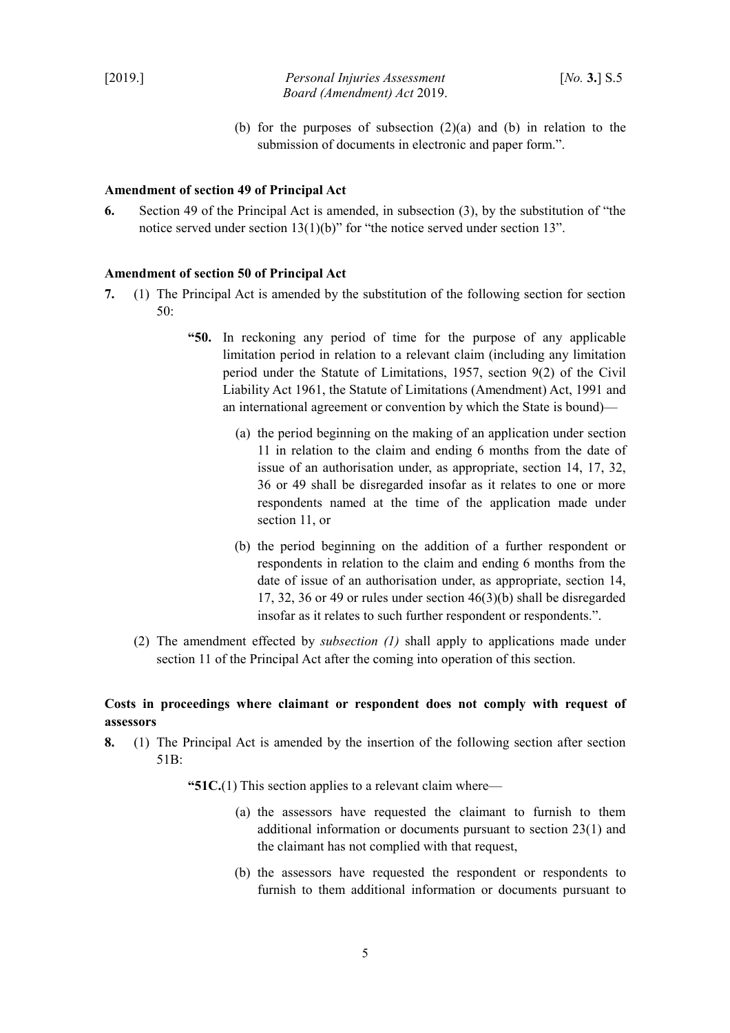(b) for the purposes of subsection (2)(a) and (b) in relation to the submission of documents in electronic and paper form.".

**Amendment of section 49 of Principal Act**

**6.** Section 49 of the Principal Act is amended, in subsection (3), by the substitution of "the notice served under section 13(1)(b)" for "the notice served under section 13".

**Amendment of section 50 of Principal Act**

**7.** (1) The Principal Act is amended by the substitution of the following section for section 50:

> **"50.** In reckoning any period of time for the purpose of any applicable limitation period in relation to a relevant claim (including any limitation period under the Statute of Limitations, 1957, section 9(2) of the Civil Liability Act 1961, the Statute of Limitations (Amendment) Act, 1991 and an international agreement or convention by which the State is bound)—
>
> (a) the period beginning on the making of an application under section 11 in relation to the claim and ending 6 months from the date of issue of an authorisation under, as appropriate, section 14, 17, 32, 36 or 49 shall be disregarded insofar as it relates to one or more respondents named at the time of the application made under section 11, or
>
> (b) the period beginning on the addition of a further respondent or respondents in relation to the claim and ending 6 months from the date of issue of an authorisation under, as appropriate, section 14, 17, 32, 36 or 49 or rules under section 46(3)(b) shall be disregarded insofar as it relates to such further respondent or respondents.".

(2) The amendment effected by *subsection (1)* shall apply to applications made under section 11 of the Principal Act after the coming into operation of this section.

**Costs in proceedings where claimant or respondent does not comply with request of assessors**

**8.** (1) The Principal Act is amended by the insertion of the following section after section 51B:

> **"51C.**(1) This section applies to a relevant claim where—
>
> (a) the assessors have requested the claimant to furnish to them additional information or documents pursuant to section 23(1) and the claimant has not complied with that request,
>
> (b) the assessors have requested the respondent or respondents to furnish to them additional information or documents pursuant to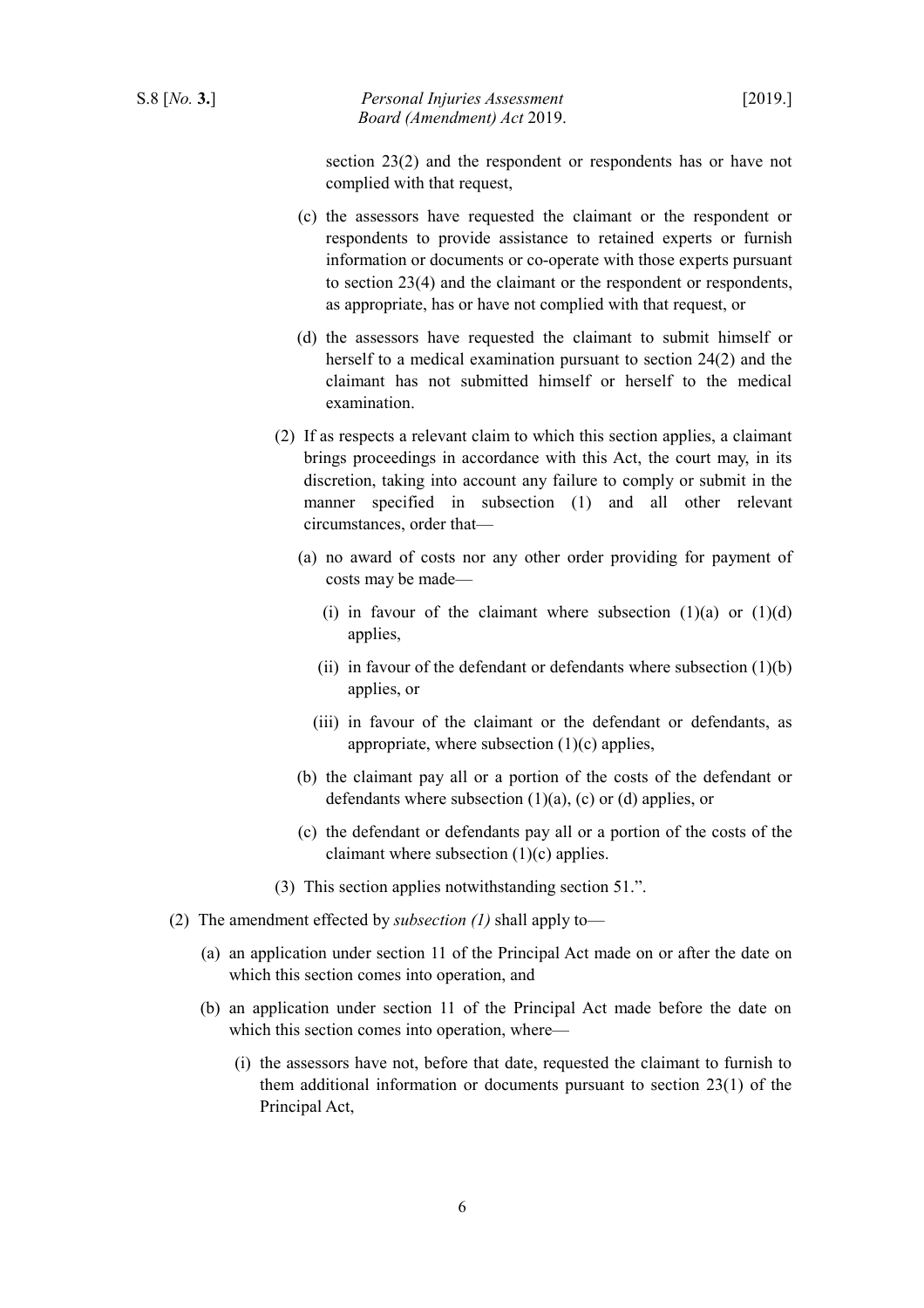section 23(2) and the respondent or respondents has or have not complied with that request,

(c) the assessors have requested the claimant or the respondent or respondents to provide assistance to retained experts or furnish information or documents or co-operate with those experts pursuant to section 23(4) and the claimant or the respondent or respondents, as appropriate, has or have not complied with that request, or

(d) the assessors have requested the claimant to submit himself or herself to a medical examination pursuant to section 24(2) and the claimant has not submitted himself or herself to the medical examination.

(2) If as respects a relevant claim to which this section applies, a claimant brings proceedings in accordance with this Act, the court may, in its discretion, taking into account any failure to comply or submit in the manner specified in subsection (1) and all other relevant circumstances, order that—

(a) no award of costs nor any other order providing for payment of costs may be made—

(i) in favour of the claimant where subsection (1)(a) or (1)(d) applies,

(ii) in favour of the defendant or defendants where subsection (1)(b) applies, or

(iii) in favour of the claimant or the defendant or defendants, as appropriate, where subsection (1)(c) applies,

(b) the claimant pay all or a portion of the costs of the defendant or defendants where subsection (1)(a), (c) or (d) applies, or

(c) the defendant or defendants pay all or a portion of the costs of the claimant where subsection (1)(c) applies.

(3) This section applies notwithstanding section 51.".

(2) The amendment effected by *subsection (1)* shall apply to—

(a) an application under section 11 of the Principal Act made on or after the date on which this section comes into operation, and

(b) an application under section 11 of the Principal Act made before the date on which this section comes into operation, where—

(i) the assessors have not, before that date, requested the claimant to furnish to them additional information or documents pursuant to section 23(1) of the Principal Act,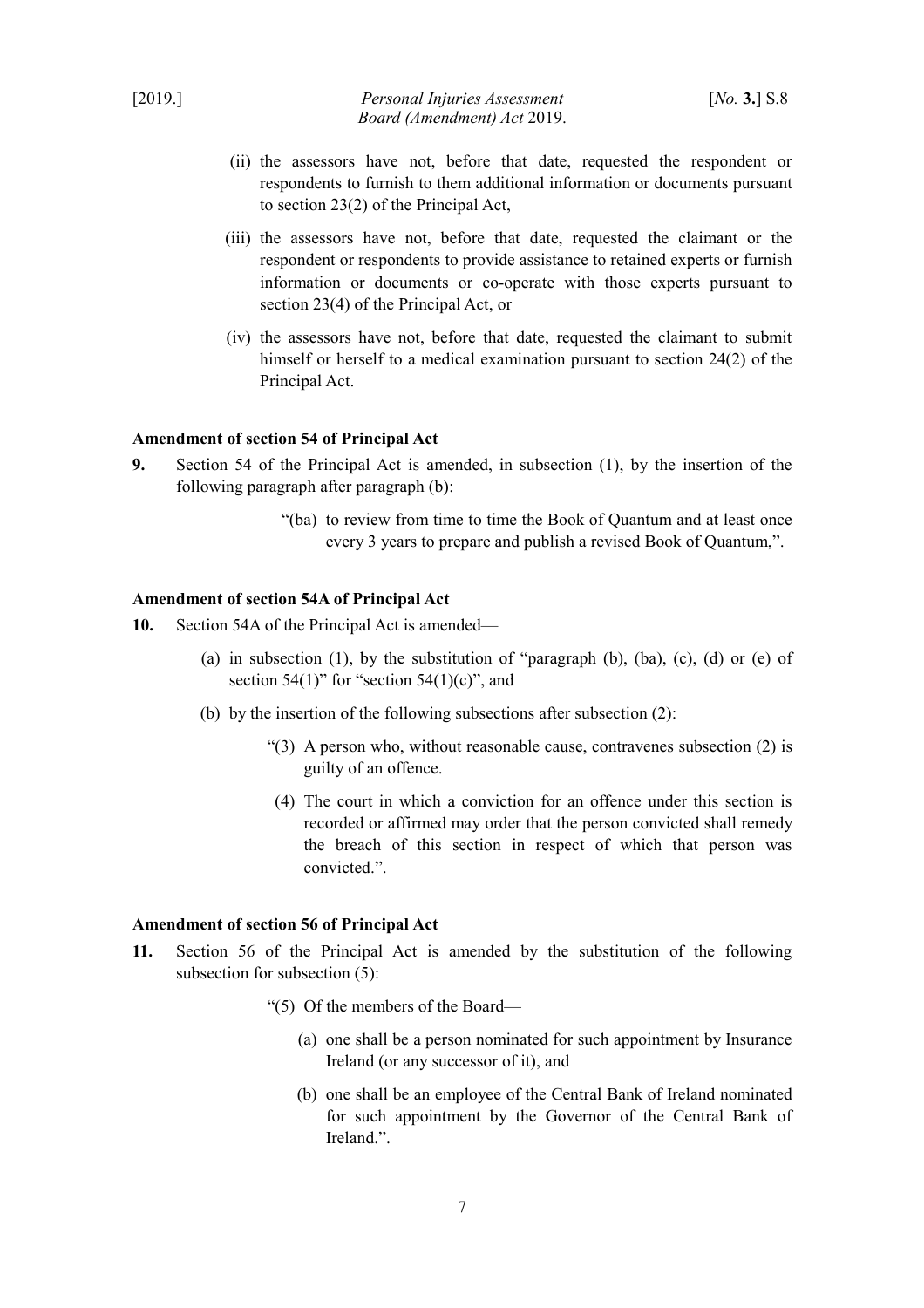(ii) the assessors have not, before that date, requested the respondent or respondents to furnish to them additional information or documents pursuant to section 23(2) of the Principal Act,

(iii) the assessors have not, before that date, requested the claimant or the respondent or respondents to provide assistance to retained experts or furnish information or documents or co-operate with those experts pursuant to section 23(4) of the Principal Act, or

(iv) the assessors have not, before that date, requested the claimant to submit himself or herself to a medical examination pursuant to section 24(2) of the Principal Act.

**Amendment of section 54 of Principal Act**

**9.** Section 54 of the Principal Act is amended, in subsection (1), by the insertion of the following paragraph after paragraph (b):

> "(ba) to review from time to time the Book of Quantum and at least once every 3 years to prepare and publish a revised Book of Quantum,".

**Amendment of section 54A of Principal Act**

**10.** Section 54A of the Principal Act is amended—

(a) in subsection (1), by the substitution of "paragraph (b), (ba), (c), (d) or (e) of section 54(1)" for "section 54(1)(c)", and

(b) by the insertion of the following subsections after subsection (2):

> "(3) A person who, without reasonable cause, contravenes subsection (2) is guilty of an offence.
>
> (4) The court in which a conviction for an offence under this section is recorded or affirmed may order that the person convicted shall remedy the breach of this section in respect of which that person was convicted.".

**Amendment of section 56 of Principal Act**

**11.** Section 56 of the Principal Act is amended by the substitution of the following subsection for subsection (5):

> "(5) Of the members of the Board—
>
> (a) one shall be a person nominated for such appointment by Insurance Ireland (or any successor of it), and
>
> (b) one shall be an employee of the Central Bank of Ireland nominated for such appointment by the Governor of the Central Bank of Ireland.".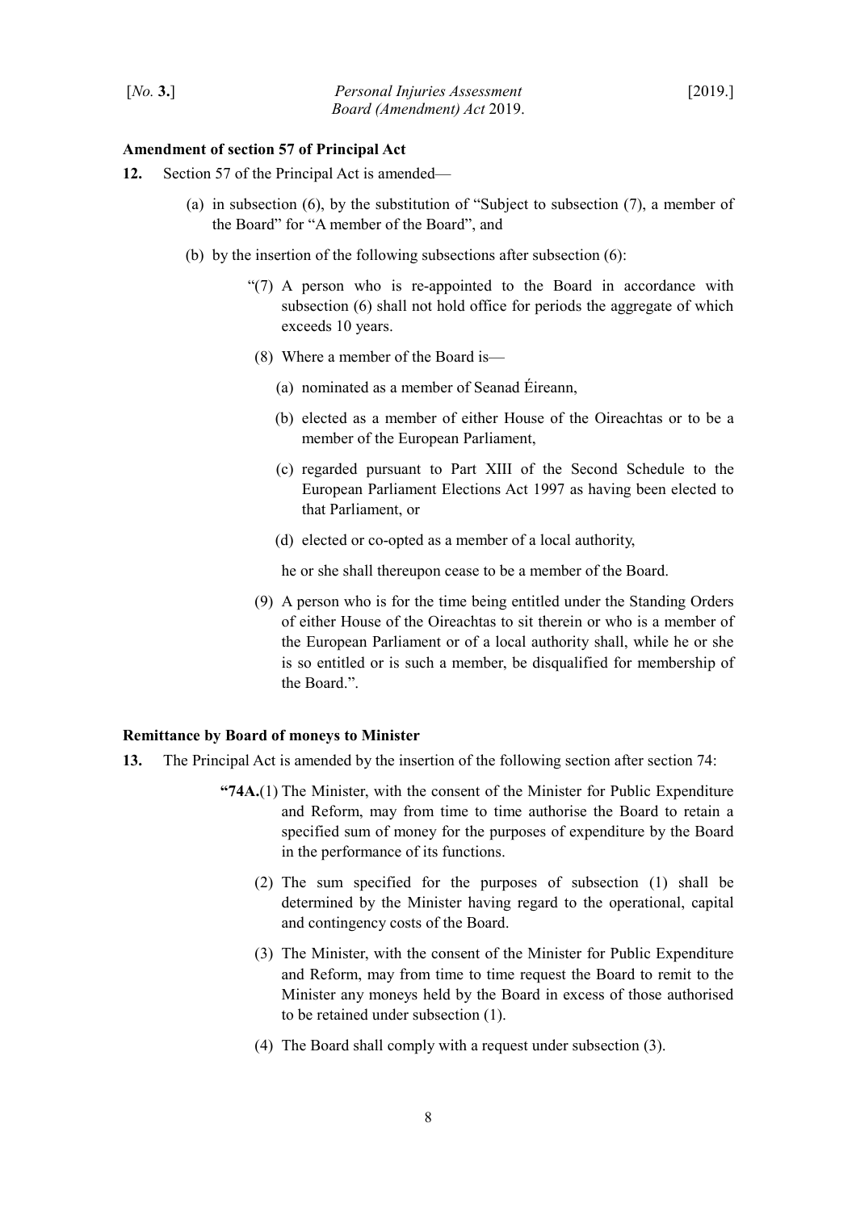**Amendment of section 57 of Principal Act**

**12.** Section 57 of the Principal Act is amended—

(a) in subsection (6), by the substitution of "Subject to subsection (7), a member of the Board" for "A member of the Board", and

(b) by the insertion of the following subsections after subsection (6):

> "(7) A person who is re-appointed to the Board in accordance with subsection (6) shall not hold office for periods the aggregate of which exceeds 10 years.
>
> (8) Where a member of the Board is—
>
> (a) nominated as a member of Seanad Éireann,
>
> (b) elected as a member of either House of the Oireachtas or to be a member of the European Parliament,
>
> (c) regarded pursuant to Part XIII of the Second Schedule to the European Parliament Elections Act 1997 as having been elected to that Parliament, or
>
> (d) elected or co-opted as a member of a local authority,
>
> he or she shall thereupon cease to be a member of the Board.
>
> (9) A person who is for the time being entitled under the Standing Orders of either House of the Oireachtas to sit therein or who is a member of the European Parliament or of a local authority shall, while he or she is so entitled or is such a member, be disqualified for membership of the Board.".

**Remittance by Board of moneys to Minister**

**13.** The Principal Act is amended by the insertion of the following section after section 74:

> **"74A.**(1) The Minister, with the consent of the Minister for Public Expenditure and Reform, may from time to time authorise the Board to retain a specified sum of money for the purposes of expenditure by the Board in the performance of its functions.
>
> (2) The sum specified for the purposes of subsection (1) shall be determined by the Minister having regard to the operational, capital and contingency costs of the Board.
>
> (3) The Minister, with the consent of the Minister for Public Expenditure and Reform, may from time to time request the Board to remit to the Minister any moneys held by the Board in excess of those authorised to be retained under subsection (1).
>
> (4) The Board shall comply with a request under subsection (3).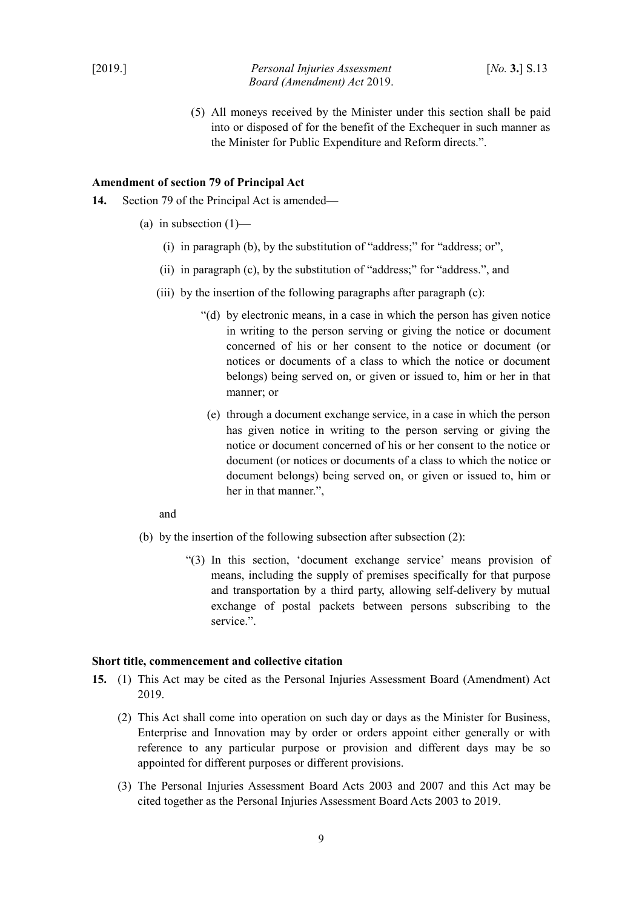(5) All moneys received by the Minister under this section shall be paid into or disposed of for the benefit of the Exchequer in such manner as the Minister for Public Expenditure and Reform directs.”.

**Amendment of section 79 of Principal Act**

**14.** Section 79 of the Principal Act is amended—

(a) in subsection (1)—

(i) in paragraph (b), by the substitution of “address;” for “address; or”,

(ii) in paragraph (c), by the substitution of “address;” for “address.”, and

(iii) by the insertion of the following paragraphs after paragraph (c):

“(d) by electronic means, in a case in which the person has given notice in writing to the person serving or giving the notice or document concerned of his or her consent to the notice or document (or notices or documents of a class to which the notice or document belongs) being served on, or given or issued to, him or her in that manner; or

(e) through a document exchange service, in a case in which the person has given notice in writing to the person serving or giving the notice or document concerned of his or her consent to the notice or document (or notices or documents of a class to which the notice or document belongs) being served on, or given or issued to, him or her in that manner.”,

and

(b) by the insertion of the following subsection after subsection (2):

“(3) In this section, ‘document exchange service’ means provision of means, including the supply of premises specifically for that purpose and transportation by a third party, allowing self-delivery by mutual exchange of postal packets between persons subscribing to the service.”.

**Short title, commencement and collective citation**

**15.** (1) This Act may be cited as the Personal Injuries Assessment Board (Amendment) Act 2019.

(2) This Act shall come into operation on such day or days as the Minister for Business, Enterprise and Innovation may by order or orders appoint either generally or with reference to any particular purpose or provision and different days may be so appointed for different purposes or different provisions.

(3) The Personal Injuries Assessment Board Acts 2003 and 2007 and this Act may be cited together as the Personal Injuries Assessment Board Acts 2003 to 2019.